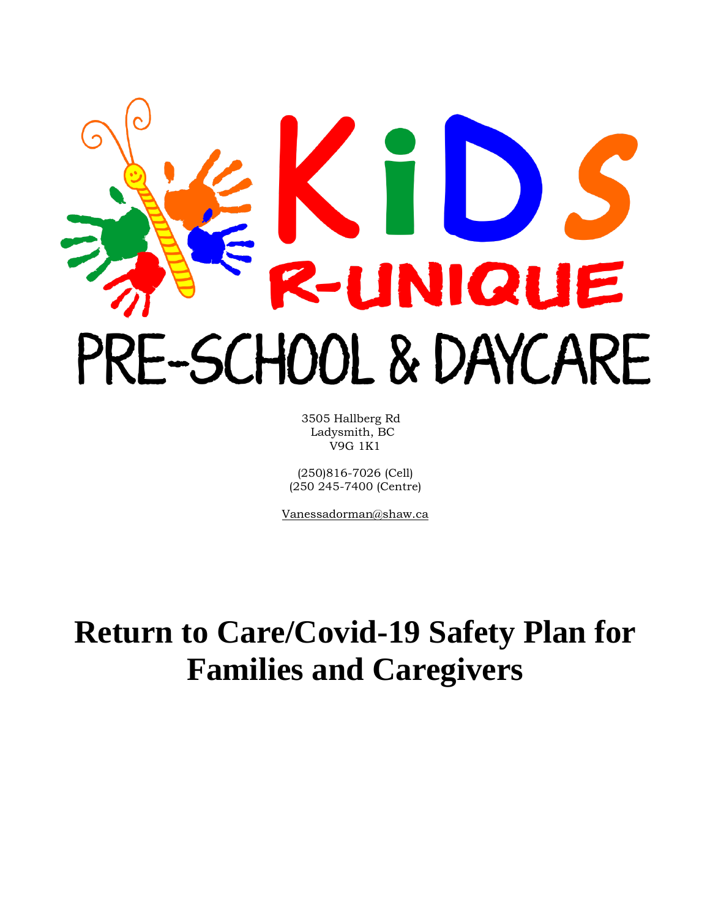# KiDS R-UNIQUE PRE-SCHOOL & DAYCARE

3505 Hallberg Rd
Ladysmith, BC
V9G 1K1

(250)816-7026 (Cell)
(250 245-7400 (Centre)

Vanessadorman@shaw.ca

# Return to Care/Covid-19 Safety Plan for Families and Caregivers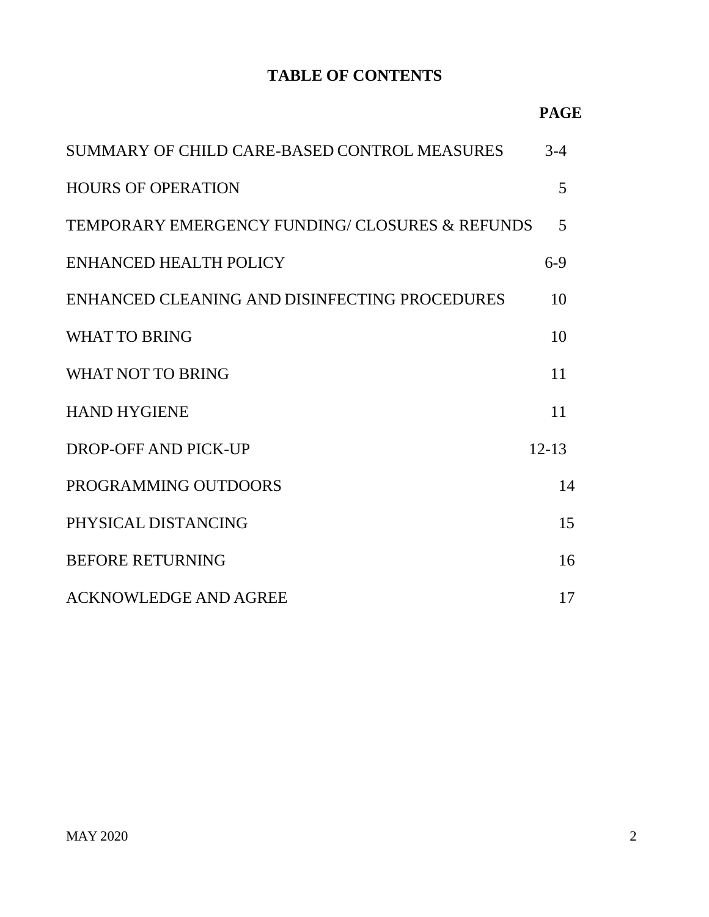# TABLE OF CONTENTS

| | PAGE |
|---|---|
| SUMMARY OF CHILD CARE-BASED CONTROL MEASURES | 3-4 |
| HOURS OF OPERATION | 5 |
| TEMPORARY EMERGENCY FUNDING/ CLOSURES & REFUNDS | 5 |
| ENHANCED HEALTH POLICY | 6-9 |
| ENHANCED CLEANING AND DISINFECTING PROCEDURES | 10 |
| WHAT TO BRING | 10 |
| WHAT NOT TO BRING | 11 |
| HAND HYGIENE | 11 |
| DROP-OFF AND PICK-UP | 12-13 |
| PROGRAMMING OUTDOORS | 14 |
| PHYSICAL DISTANCING | 15 |
| BEFORE RETURNING | 16 |
| ACKNOWLEDGE AND AGREE | 17 |

MAY 2020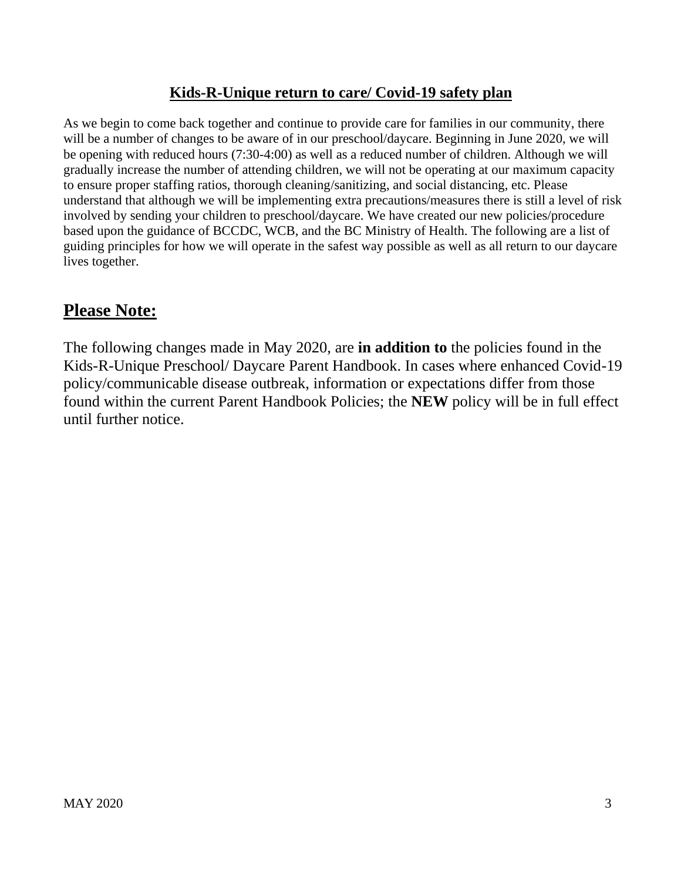# **Kids-R-Unique return to care/ Covid-19 safety plan**

As we begin to come back together and continue to provide care for families in our community, there will be a number of changes to be aware of in our preschool/daycare. Beginning in June 2020, we will be opening with reduced hours (7:30-4:00) as well as a reduced number of children. Although we will gradually increase the number of attending children, we will not be operating at our maximum capacity to ensure proper staffing ratios, thorough cleaning/sanitizing, and social distancing, etc. Please understand that although we will be implementing extra precautions/measures there is still a level of risk involved by sending your children to preschool/daycare. We have created our new policies/procedure based upon the guidance of BCCDC, WCB, and the BC Ministry of Health. The following are a list of guiding principles for how we will operate in the safest way possible as well as all return to our daycare lives together.

## **Please Note:**

The following changes made in May 2020, are **in addition to** the policies found in the Kids-R-Unique Preschool/ Daycare Parent Handbook. In cases where enhanced Covid-19 policy/communicable disease outbreak, information or expectations differ from those found within the current Parent Handbook Policies; the **NEW** policy will be in full effect until further notice.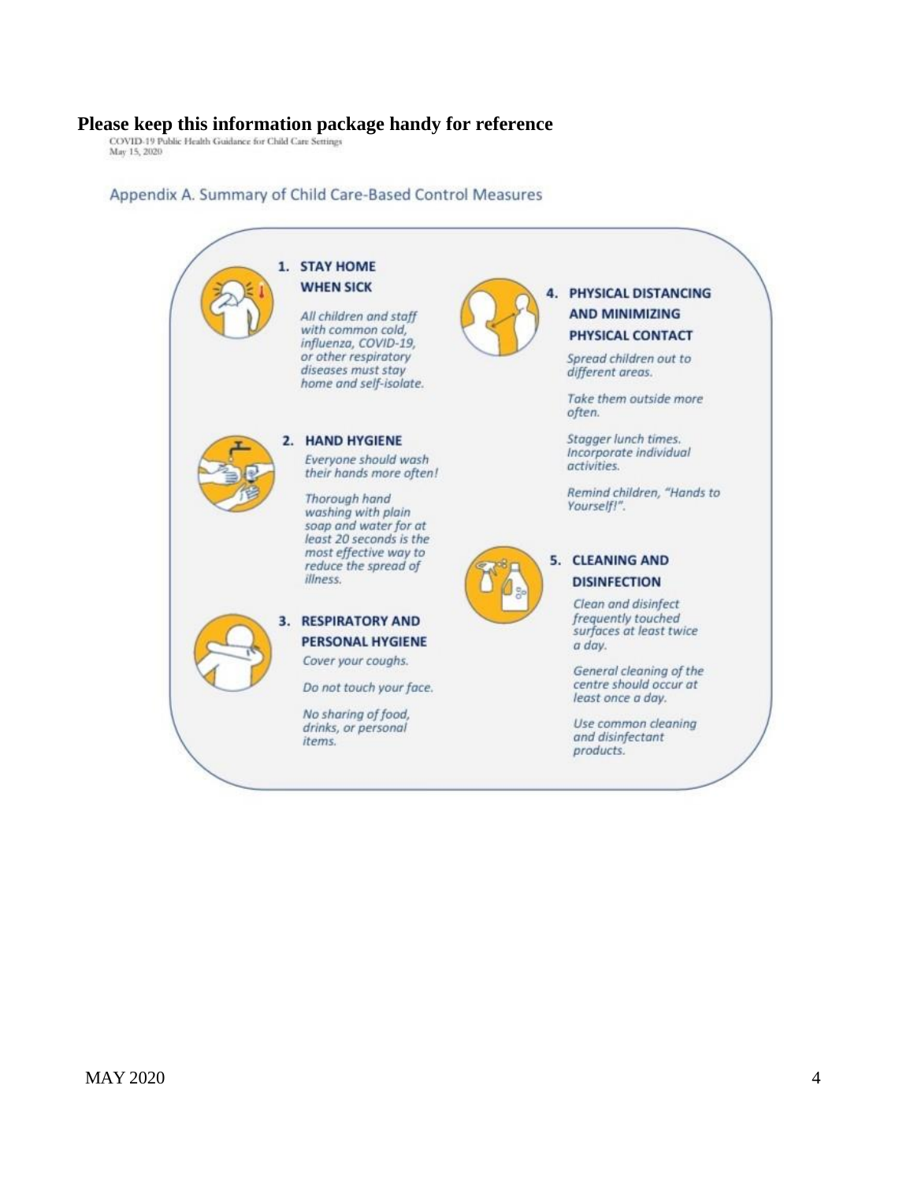# Please keep this information package handy for reference

COVID-19 Public Health Guidance for Child Care Settings
May 15, 2020

## Appendix A. Summary of Child Care-Based Control Measures

### 1. STAY HOME WHEN SICK

*All children and staff with common cold, influenza, COVID-19, or other respiratory diseases must stay home and self-isolate.*

### 2. HAND HYGIENE

*Everyone should wash their hands more often!*

*Thorough hand washing with plain soap and water for at least 20 seconds is the most effective way to reduce the spread of illness.*

### 3. RESPIRATORY AND PERSONAL HYGIENE

*Cover your coughs.*

*Do not touch your face.*

*No sharing of food, drinks, or personal items.*

### 4. PHYSICAL DISTANCING AND MINIMIZING PHYSICAL CONTACT

*Spread children out to different areas.*

*Take them outside more often.*

*Stagger lunch times. Incorporate individual activities.*

*Remind children, "Hands to Yourself!".*

### 5. CLEANING AND DISINFECTION

*Clean and disinfect frequently touched surfaces at least twice a day.*

*General cleaning of the centre should occur at least once a day.*

*Use common cleaning and disinfectant products.*

MAY 2020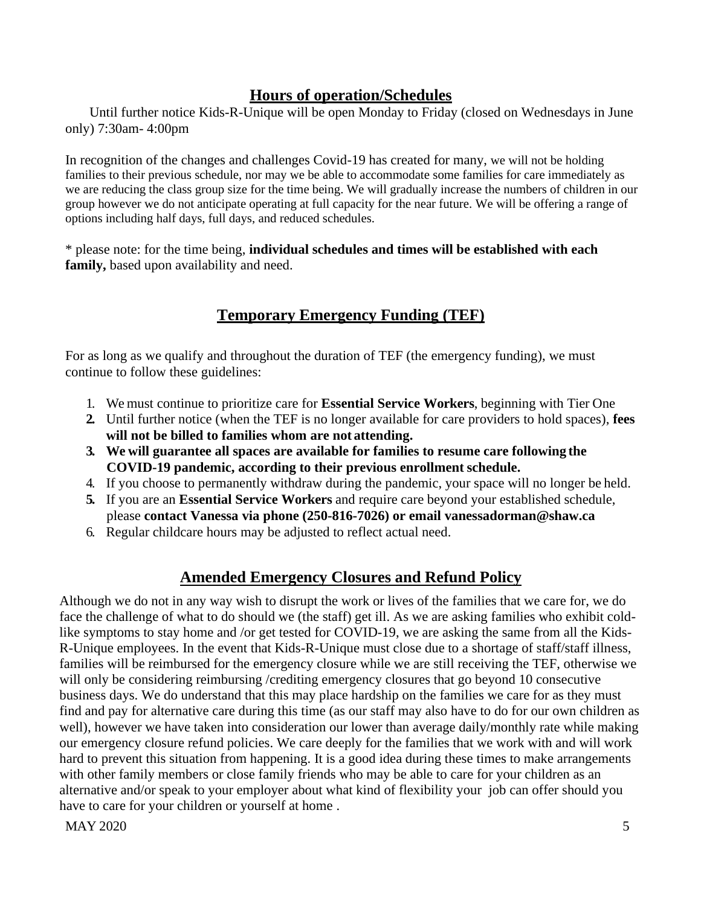## Hours of operation/Schedules

Until further notice Kids-R-Unique will be open Monday to Friday (closed on Wednesdays in June only) 7:30am- 4:00pm

In recognition of the changes and challenges Covid-19 has created for many, we will not be holding families to their previous schedule, nor may we be able to accommodate some families for care immediately as we are reducing the class group size for the time being. We will gradually increase the numbers of children in our group however we do not anticipate operating at full capacity for the near future. We will be offering a range of options including half days, full days, and reduced schedules.

* please note: for the time being, **individual schedules and times will be established with each family,** based upon availability and need.

## Temporary Emergency Funding (TEF)

For as long as we qualify and throughout the duration of TEF (the emergency funding), we must continue to follow these guidelines:

1. We must continue to prioritize care for **Essential Service Workers**, beginning with Tier One
2. Until further notice (when the TEF is no longer available for care providers to hold spaces), **fees will not be billed to families whom are not attending.**
3. **We will guarantee all spaces are available for families to resume care following the COVID-19 pandemic, according to their previous enrollment schedule.**
4. If you choose to permanently withdraw during the pandemic, your space will no longer be held.
5. If you are an **Essential Service Workers** and require care beyond your established schedule, please **contact Vanessa via phone (250-816-7026) or email vanessadorman@shaw.ca**
6. Regular childcare hours may be adjusted to reflect actual need.

## Amended Emergency Closures and Refund Policy

Although we do not in any way wish to disrupt the work or lives of the families that we care for, we do face the challenge of what to do should we (the staff) get ill. As we are asking families who exhibit cold-like symptoms to stay home and /or get tested for COVID-19, we are asking the same from all the Kids-R-Unique employees. In the event that Kids-R-Unique must close due to a shortage of staff/staff illness, families will be reimbursed for the emergency closure while we are still receiving the TEF, otherwise we will only be considering reimbursing /crediting emergency closures that go beyond 10 consecutive business days. We do understand that this may place hardship on the families we care for as they must find and pay for alternative care during this time (as our staff may also have to do for our own children as well), however we have taken into consideration our lower than average daily/monthly rate while making our emergency closure refund policies. We care deeply for the families that we work with and will work hard to prevent this situation from happening. It is a good idea during these times to make arrangements with other family members or close family friends who may be able to care for your children as an alternative and/or speak to your employer about what kind of flexibility your job can offer should you have to care for your children or yourself at home .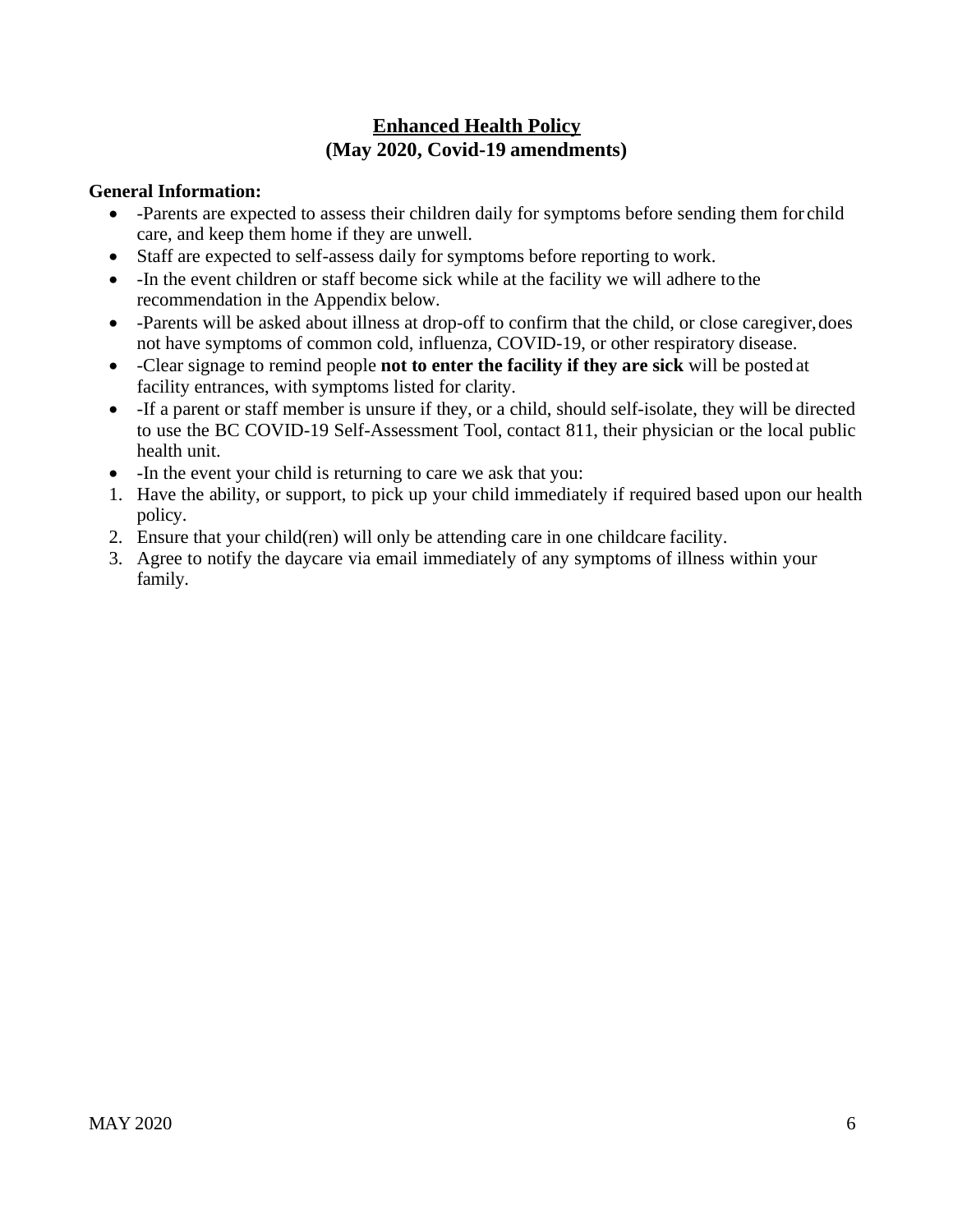**Enhanced Health Policy**
**(May 2020, Covid-19 amendments)**

**General Information:**

- -Parents are expected to assess their children daily for symptoms before sending them for child care, and keep them home if they are unwell.
- Staff are expected to self-assess daily for symptoms before reporting to work.
- -In the event children or staff become sick while at the facility we will adhere to the recommendation in the Appendix below.
- -Parents will be asked about illness at drop-off to confirm that the child, or close caregiver, does not have symptoms of common cold, influenza, COVID-19, or other respiratory disease.
- -Clear signage to remind people **not to enter the facility if they are sick** will be posted at facility entrances, with symptoms listed for clarity.
- -If a parent or staff member is unsure if they, or a child, should self-isolate, they will be directed to use the BC COVID-19 Self-Assessment Tool, contact 811, their physician or the local public health unit.
- -In the event your child is returning to care we ask that you:

1. Have the ability, or support, to pick up your child immediately if required based upon our health policy.
2. Ensure that your child(ren) will only be attending care in one childcare facility.
3. Agree to notify the daycare via email immediately of any symptoms of illness within your family.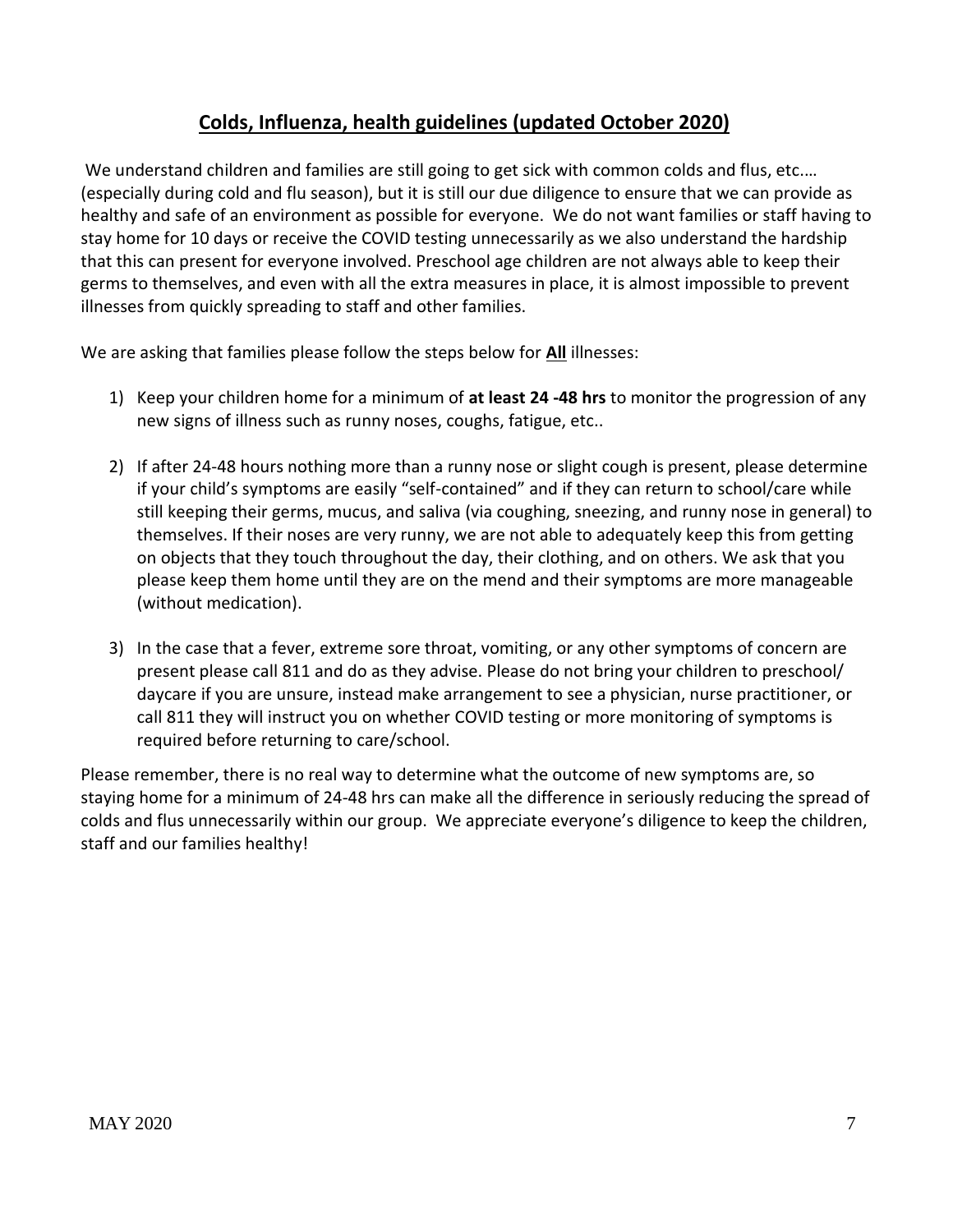## **Colds, Influenza, health guidelines (updated October 2020)**

We understand children and families are still going to get sick with common colds and flus, etc.… (especially during cold and flu season), but it is still our due diligence to ensure that we can provide as healthy and safe of an environment as possible for everyone. We do not want families or staff having to stay home for 10 days or receive the COVID testing unnecessarily as we also understand the hardship that this can present for everyone involved. Preschool age children are not always able to keep their germs to themselves, and even with all the extra measures in place, it is almost impossible to prevent illnesses from quickly spreading to staff and other families.

We are asking that families please follow the steps below for **<u>All</u>** illnesses:

1) Keep your children home for a minimum of **at least 24 -48 hrs** to monitor the progression of any new signs of illness such as runny noses, coughs, fatigue, etc..

2) If after 24-48 hours nothing more than a runny nose or slight cough is present, please determine if your child's symptoms are easily "self-contained" and if they can return to school/care while still keeping their germs, mucus, and saliva (via coughing, sneezing, and runny nose in general) to themselves. If their noses are very runny, we are not able to adequately keep this from getting on objects that they touch throughout the day, their clothing, and on others. We ask that you please keep them home until they are on the mend and their symptoms are more manageable (without medication).

3) In the case that a fever, extreme sore throat, vomiting, or any other symptoms of concern are present please call 811 and do as they advise. Please do not bring your children to preschool/ daycare if you are unsure, instead make arrangement to see a physician, nurse practitioner, or call 811 they will instruct you on whether COVID testing or more monitoring of symptoms is required before returning to care/school.

Please remember, there is no real way to determine what the outcome of new symptoms are, so staying home for a minimum of 24-48 hrs can make all the difference in seriously reducing the spread of colds and flus unnecessarily within our group. We appreciate everyone's diligence to keep the children, staff and our families healthy!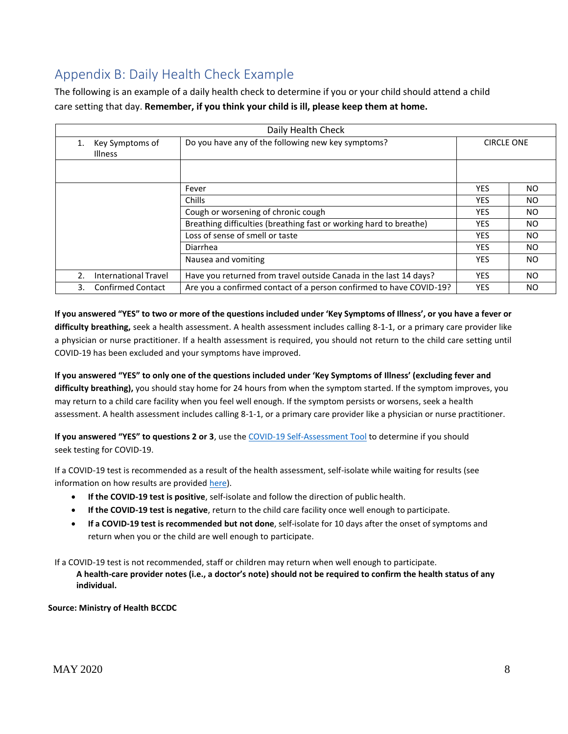## Appendix B: Daily Health Check Example

The following is an example of a daily health check to determine if you or your child should attend a child care setting that day. **Remember, if you think your child is ill, please keep them at home.**

| Daily Health Check | | | |
|---|---|---|---|
| 1. Key Symptoms of Illness | Do you have any of the following new key symptoms? | CIRCLE ONE | |
| | | | |
| | Fever | YES | NO |
| | Chills | YES | NO |
| | Cough or worsening of chronic cough | YES | NO |
| | Breathing difficulties (breathing fast or working hard to breathe) | YES | NO |
| | Loss of sense of smell or taste | YES | NO |
| | Diarrhea | YES | NO |
| | Nausea and vomiting | YES | NO |
| 2. International Travel | Have you returned from travel outside Canada in the last 14 days? | YES | NO |
| 3. Confirmed Contact | Are you a confirmed contact of a person confirmed to have COVID-19? | YES | NO |

**If you answered "YES" to two or more of the questions included under 'Key Symptoms of Illness', or you have a fever or difficulty breathing,** seek a health assessment. A health assessment includes calling 8-1-1, or a primary care provider like a physician or nurse practitioner. If a health assessment is required, you should not return to the child care setting until COVID-19 has been excluded and your symptoms have improved.

**If you answered "YES" to only one of the questions included under 'Key Symptoms of Illness' (excluding fever and difficulty breathing),** you should stay home for 24 hours from when the symptom started. If the symptom improves, you may return to a child care facility when you feel well enough. If the symptom persists or worsens, seek a health assessment. A health assessment includes calling 8-1-1, or a primary care provider like a physician or nurse practitioner.

**If you answered "YES" to questions 2 or 3**, use the COVID-19 Self-Assessment Tool to determine if you should seek testing for COVID-19.

If a COVID-19 test is recommended as a result of the health assessment, self-isolate while waiting for results (see information on how results are provided here).

- **If the COVID-19 test is positive**, self-isolate and follow the direction of public health.
- **If the COVID-19 test is negative**, return to the child care facility once well enough to participate.
- **If a COVID-19 test is recommended but not done**, self-isolate for 10 days after the onset of symptoms and return when you or the child are well enough to participate.

If a COVID-19 test is not recommended, staff or children may return when well enough to participate.

**A health-care provider notes (i.e., a doctor's note) should not be required to confirm the health status of any individual.**

**Source: Ministry of Health BCCDC**

MAY 2020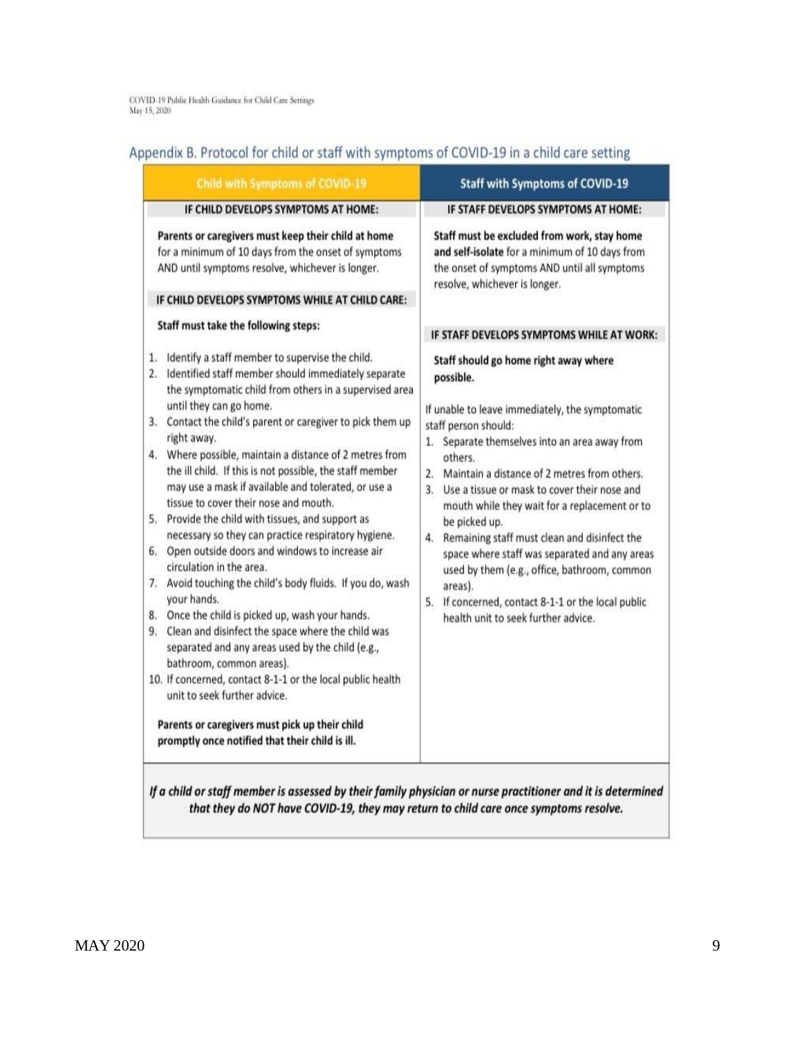## Appendix B. Protocol for child or staff with symptoms of COVID-19 in a child care setting

### Child with Symptoms of COVID-19

**IF CHILD DEVELOPS SYMPTOMS AT HOME:**

**Parents or caregivers must keep their child at home** for a minimum of 10 days from the onset of symptoms AND until symptoms resolve, whichever is longer.

**IF CHILD DEVELOPS SYMPTOMS WHILE AT CHILD CARE:**

**Staff must take the following steps:**

1. Identify a staff member to supervise the child.
2. Identified staff member should immediately separate the symptomatic child from others in a supervised area until they can go home.
3. Contact the child's parent or caregiver to pick them up right away.
4. Where possible, maintain a distance of 2 metres from the ill child. If this is not possible, the staff member may use a mask if available and tolerated, or use a tissue to cover their nose and mouth.
5. Provide the child with tissues, and support as necessary so they can practice respiratory hygiene.
6. Open outside doors and windows to increase air circulation in the area.
7. Avoid touching the child's body fluids. If you do, wash your hands.
8. Once the child is picked up, wash your hands.
9. Clean and disinfect the space where the child was separated and any areas used by the child (e.g., bathroom, common areas).
10. If concerned, contact 8-1-1 or the local public health unit to seek further advice.

**Parents or caregivers must pick up their child promptly once notified that their child is ill.**

### Staff with Symptoms of COVID-19

**IF STAFF DEVELOPS SYMPTOMS AT HOME:**

**Staff must be excluded from work, stay home and self-isolate** for a minimum of 10 days from the onset of symptoms AND until all symptoms resolve, whichever is longer.

**IF STAFF DEVELOPS SYMPTOMS WHILE AT WORK:**

**Staff should go home right away where possible.**

If unable to leave immediately, the symptomatic staff person should:

1. Separate themselves into an area away from others.
2. Maintain a distance of 2 metres from others.
3. Use a tissue or mask to cover their nose and mouth while they wait for a replacement or to be picked up.
4. Remaining staff must clean and disinfect the space where staff was separated and any areas used by them (e.g., office, bathroom, common areas).
5. If concerned, contact 8-1-1 or the local public health unit to seek further advice.

***If a child or staff member is assessed by their family physician or nurse practitioner and it is determined that they do NOT have COVID-19, they may return to child care once symptoms resolve.***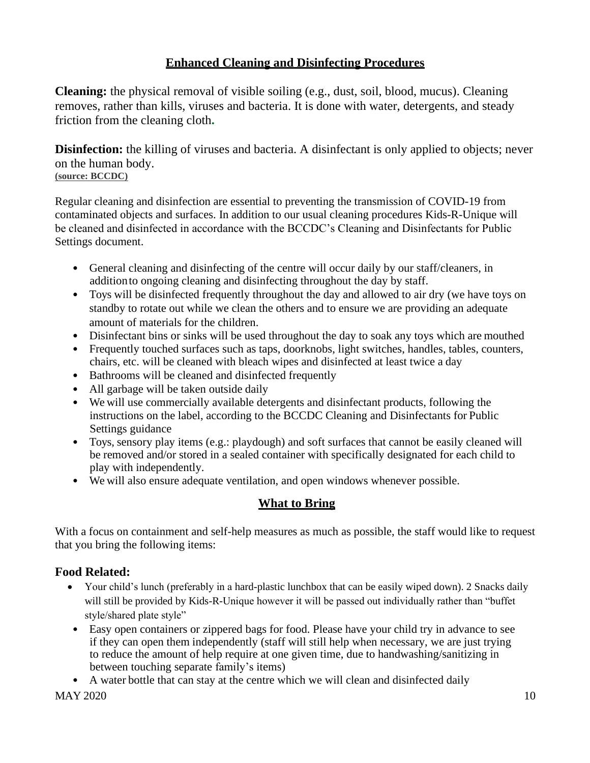## Enhanced Cleaning and Disinfecting Procedures

**Cleaning:** the physical removal of visible soiling (e.g., dust, soil, blood, mucus). Cleaning removes, rather than kills, viruses and bacteria. It is done with water, detergents, and steady friction from the cleaning cloth.

**Disinfection:** the killing of viruses and bacteria. A disinfectant is only applied to objects; never on the human body.
**(source: BCCDC)**

Regular cleaning and disinfection are essential to preventing the transmission of COVID-19 from contaminated objects and surfaces. In addition to our usual cleaning procedures Kids-R-Unique will be cleaned and disinfected in accordance with the BCCDC's Cleaning and Disinfectants for Public Settings document.

- General cleaning and disinfecting of the centre will occur daily by our staff/cleaners, in addition to ongoing cleaning and disinfecting throughout the day by staff.
- Toys will be disinfected frequently throughout the day and allowed to air dry (we have toys on standby to rotate out while we clean the others and to ensure we are providing an adequate amount of materials for the children.
- Disinfectant bins or sinks will be used throughout the day to soak any toys which are mouthed
- Frequently touched surfaces such as taps, doorknobs, light switches, handles, tables, counters, chairs, etc. will be cleaned with bleach wipes and disinfected at least twice a day
- Bathrooms will be cleaned and disinfected frequently
- All garbage will be taken outside daily
- We will use commercially available detergents and disinfectant products, following the instructions on the label, according to the BCCDC Cleaning and Disinfectants for Public Settings guidance
- Toys, sensory play items (e.g.: playdough) and soft surfaces that cannot be easily cleaned will be removed and/or stored in a sealed container with specifically designated for each child to play with independently.
- We will also ensure adequate ventilation, and open windows whenever possible.

## What to Bring

With a focus on containment and self-help measures as much as possible, the staff would like to request that you bring the following items:

### Food Related:

- Your child's lunch (preferably in a hard-plastic lunchbox that can be easily wiped down). 2 Snacks daily will still be provided by Kids-R-Unique however it will be passed out individually rather than "buffet style/shared plate style"
- Easy open containers or zippered bags for food. Please have your child try in advance to see if they can open them independently (staff will still help when necessary, we are just trying to reduce the amount of help require at one given time, due to handwashing/sanitizing in between touching separate family's items)
- A water bottle that can stay at the centre which we will clean and disinfected daily

MAY 2020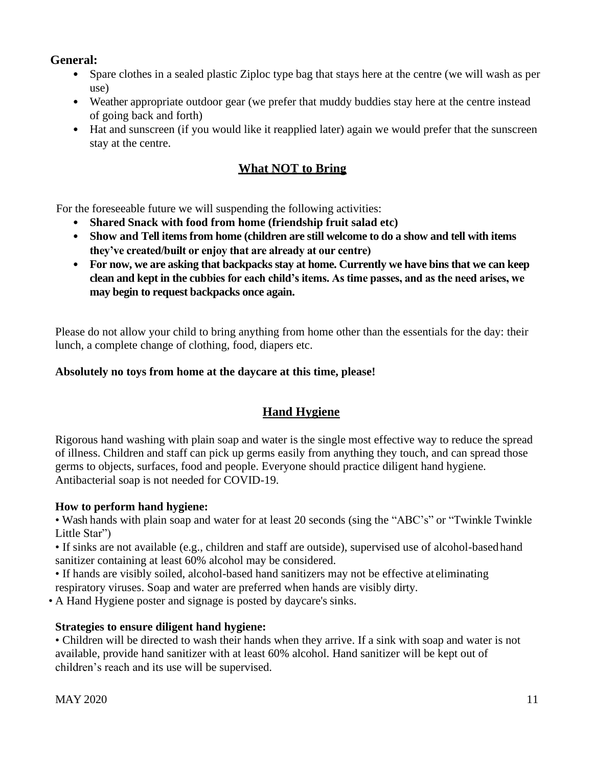**General:**

- Spare clothes in a sealed plastic Ziploc type bag that stays here at the centre (we will wash as per use)
- Weather appropriate outdoor gear (we prefer that muddy buddies stay here at the centre instead of going back and forth)
- Hat and sunscreen (if you would like it reapplied later) again we would prefer that the sunscreen stay at the centre.

## What NOT to Bring

For the foreseeable future we will suspending the following activities:

- **Shared Snack with food from home (friendship fruit salad etc)**
- **Show and Tell items from home (children are still welcome to do a show and tell with items they've created/built or enjoy that are already at our centre)**
- **For now, we are asking that backpacks stay at home. Currently we have bins that we can keep clean and kept in the cubbies for each child's items. As time passes, and as the need arises, we may begin to request backpacks once again.**

Please do not allow your child to bring anything from home other than the essentials for the day: their lunch, a complete change of clothing, food, diapers etc.

**Absolutely no toys from home at the daycare at this time, please!**

## Hand Hygiene

Rigorous hand washing with plain soap and water is the single most effective way to reduce the spread of illness. Children and staff can pick up germs easily from anything they touch, and can spread those germs to objects, surfaces, food and people. Everyone should practice diligent hand hygiene. Antibacterial soap is not needed for COVID-19.

**How to perform hand hygiene:**

- Wash hands with plain soap and water for at least 20 seconds (sing the "ABC's" or "Twinkle Twinkle Little Star")
- If sinks are not available (e.g., children and staff are outside), supervised use of alcohol-based hand sanitizer containing at least 60% alcohol may be considered.
- If hands are visibly soiled, alcohol-based hand sanitizers may not be effective at eliminating respiratory viruses. Soap and water are preferred when hands are visibly dirty.
- A Hand Hygiene poster and signage is posted by daycare's sinks.

**Strategies to ensure diligent hand hygiene:**

- Children will be directed to wash their hands when they arrive. If a sink with soap and water is not available, provide hand sanitizer with at least 60% alcohol. Hand sanitizer will be kept out of children's reach and its use will be supervised.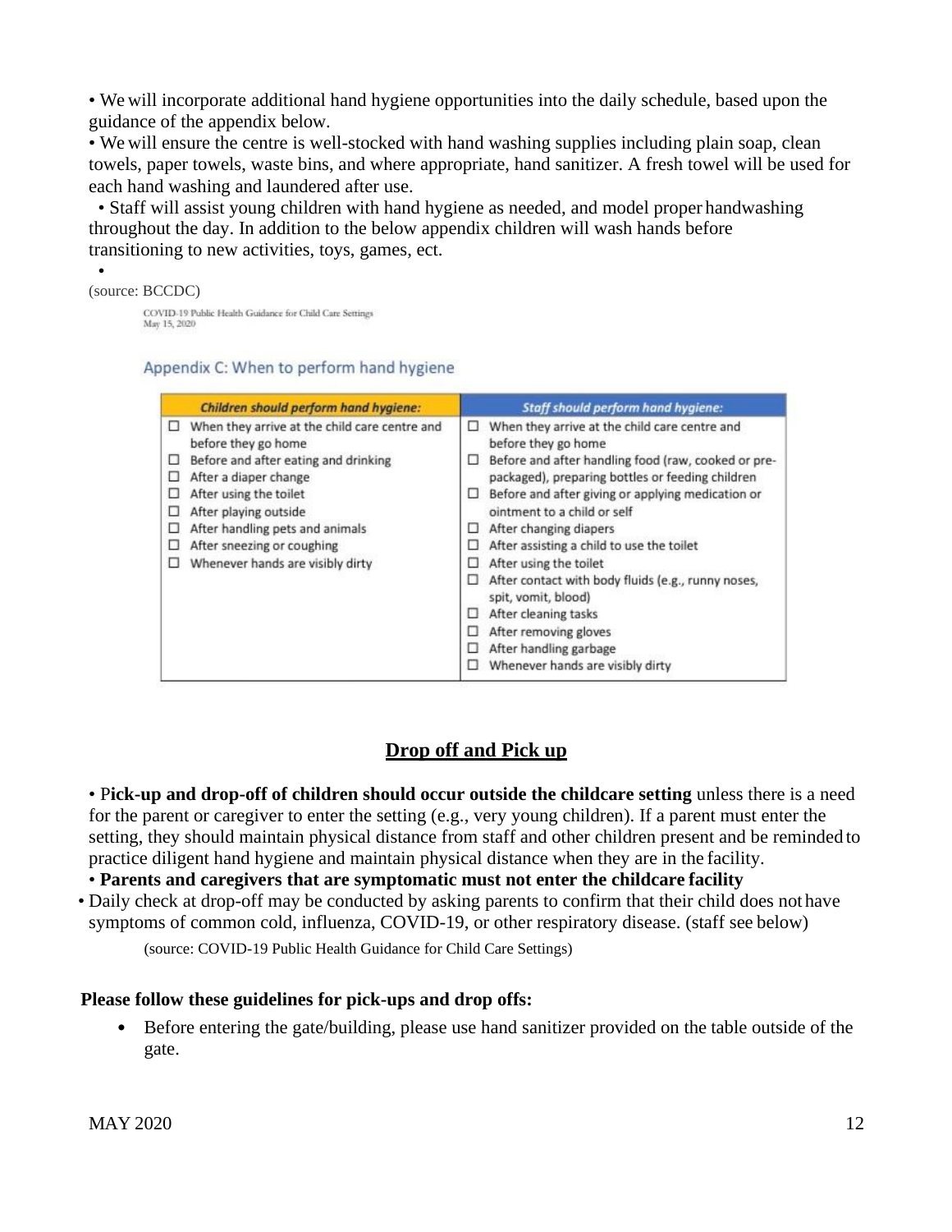- We will incorporate additional hand hygiene opportunities into the daily schedule, based upon the guidance of the appendix below.
- We will ensure the centre is well-stocked with hand washing supplies including plain soap, clean towels, paper towels, waste bins, and where appropriate, hand sanitizer. A fresh towel will be used for each hand washing and laundered after use.
- Staff will assist young children with hand hygiene as needed, and model proper handwashing throughout the day. In addition to the below appendix children will wash hands before transitioning to new activities, toys, games, ect.
-

(source: BCCDC)

COVID-19 Public Health Guidance for Child Care Settings
May 15, 2020

Appendix C: When to perform hand hygiene

| *Children should perform hand hygiene:* | *Staff should perform hand hygiene:* |
|---|---|
| ☐ When they arrive at the child care centre and before they go home<br>☐ Before and after eating and drinking<br>☐ After a diaper change<br>☐ After using the toilet<br>☐ After playing outside<br>☐ After handling pets and animals<br>☐ After sneezing or coughing<br>☐ Whenever hands are visibly dirty | ☐ When they arrive at the child care centre and before they go home<br>☐ Before and after handling food (raw, cooked or pre-packaged), preparing bottles or feeding children<br>☐ Before and after giving or applying medication or ointment to a child or self<br>☐ After changing diapers<br>☐ After assisting a child to use the toilet<br>☐ After using the toilet<br>☐ After contact with body fluids (e.g., runny noses, spit, vomit, blood)<br>☐ After cleaning tasks<br>☐ After removing gloves<br>☐ After handling garbage<br>☐ Whenever hands are visibly dirty |

## Drop off and Pick up

- **Pick-up and drop-off of children should occur outside the childcare setting** unless there is a need for the parent or caregiver to enter the setting (e.g., very young children). If a parent must enter the setting, they should maintain physical distance from staff and other children present and be reminded to practice diligent hand hygiene and maintain physical distance when they are in the facility.
- **Parents and caregivers that are symptomatic must not enter the childcare facility**
- Daily check at drop-off may be conducted by asking parents to confirm that their child does not have symptoms of common cold, influenza, COVID-19, or other respiratory disease. (staff see below)

(source: COVID-19 Public Health Guidance for Child Care Settings)

**Please follow these guidelines for pick-ups and drop offs:**

- Before entering the gate/building, please use hand sanitizer provided on the table outside of the gate.

MAY 2020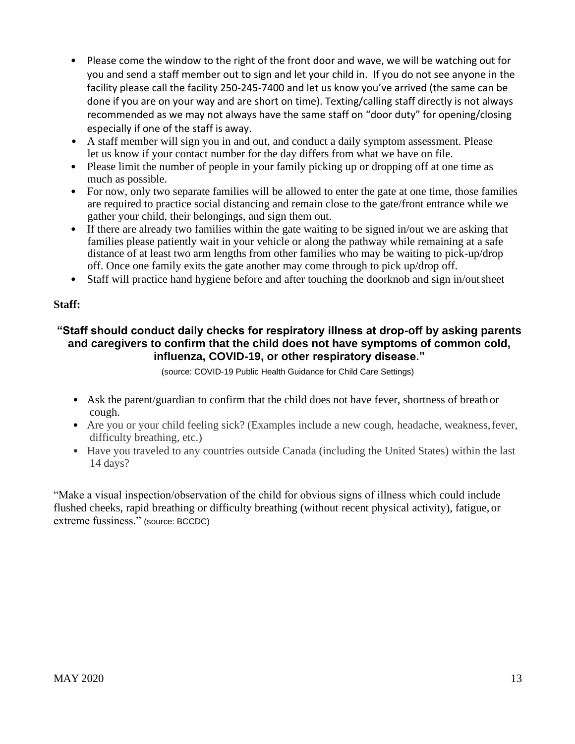- Please come the window to the right of the front door and wave, we will be watching out for you and send a staff member out to sign and let your child in. If you do not see anyone in the facility please call the facility 250-245-7400 and let us know you've arrived (the same can be done if you are on your way and are short on time). Texting/calling staff directly is not always recommended as we may not always have the same staff on "door duty" for opening/closing especially if one of the staff is away.
- A staff member will sign you in and out, and conduct a daily symptom assessment. Please let us know if your contact number for the day differs from what we have on file.
- Please limit the number of people in your family picking up or dropping off at one time as much as possible.
- For now, only two separate families will be allowed to enter the gate at one time, those families are required to practice social distancing and remain close to the gate/front entrance while we gather your child, their belongings, and sign them out.
- If there are already two families within the gate waiting to be signed in/out we are asking that families please patiently wait in your vehicle or along the pathway while remaining at a safe distance of at least two arm lengths from other families who may be waiting to pick-up/drop off. Once one family exits the gate another may come through to pick up/drop off.
- Staff will practice hand hygiene before and after touching the doorknob and sign in/out sheet

**Staff:**

**"Staff should conduct daily checks for respiratory illness at drop-off by asking parents and caregivers to confirm that the child does not have symptoms of common cold, influenza, COVID-19, or other respiratory disease."**

(source: COVID-19 Public Health Guidance for Child Care Settings)

- Ask the parent/guardian to confirm that the child does not have fever, shortness of breath or cough.
- Are you or your child feeling sick? (Examples include a new cough, headache, weakness, fever, difficulty breathing, etc.)
- Have you traveled to any countries outside Canada (including the United States) within the last 14 days?

"Make a visual inspection/observation of the child for obvious signs of illness which could include flushed cheeks, rapid breathing or difficulty breathing (without recent physical activity), fatigue, or extreme fussiness." (source: BCCDC)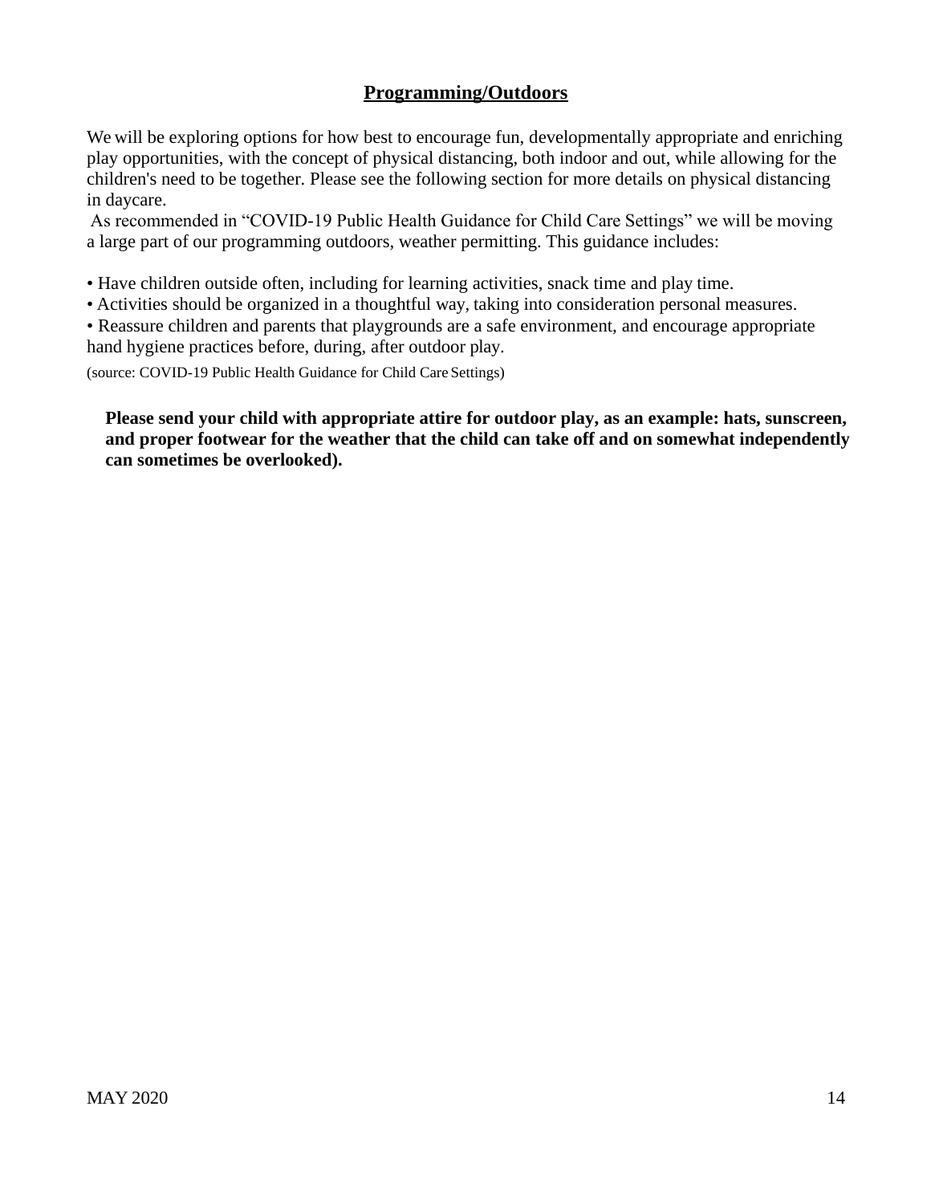## Programming/Outdoors

We will be exploring options for how best to encourage fun, developmentally appropriate and enriching play opportunities, with the concept of physical distancing, both indoor and out, while allowing for the children's need to be together. Please see the following section for more details on physical distancing in daycare.

As recommended in "COVID-19 Public Health Guidance for Child Care Settings" we will be moving a large part of our programming outdoors, weather permitting. This guidance includes:

- Have children outside often, including for learning activities, snack time and play time.
- Activities should be organized in a thoughtful way, taking into consideration personal measures.
- Reassure children and parents that playgrounds are a safe environment, and encourage appropriate hand hygiene practices before, during, after outdoor play.

(source: COVID-19 Public Health Guidance for Child Care Settings)

**Please send your child with appropriate attire for outdoor play, as an example: hats, sunscreen, and proper footwear for the weather that the child can take off and on somewhat independently can sometimes be overlooked).**

MAY 2020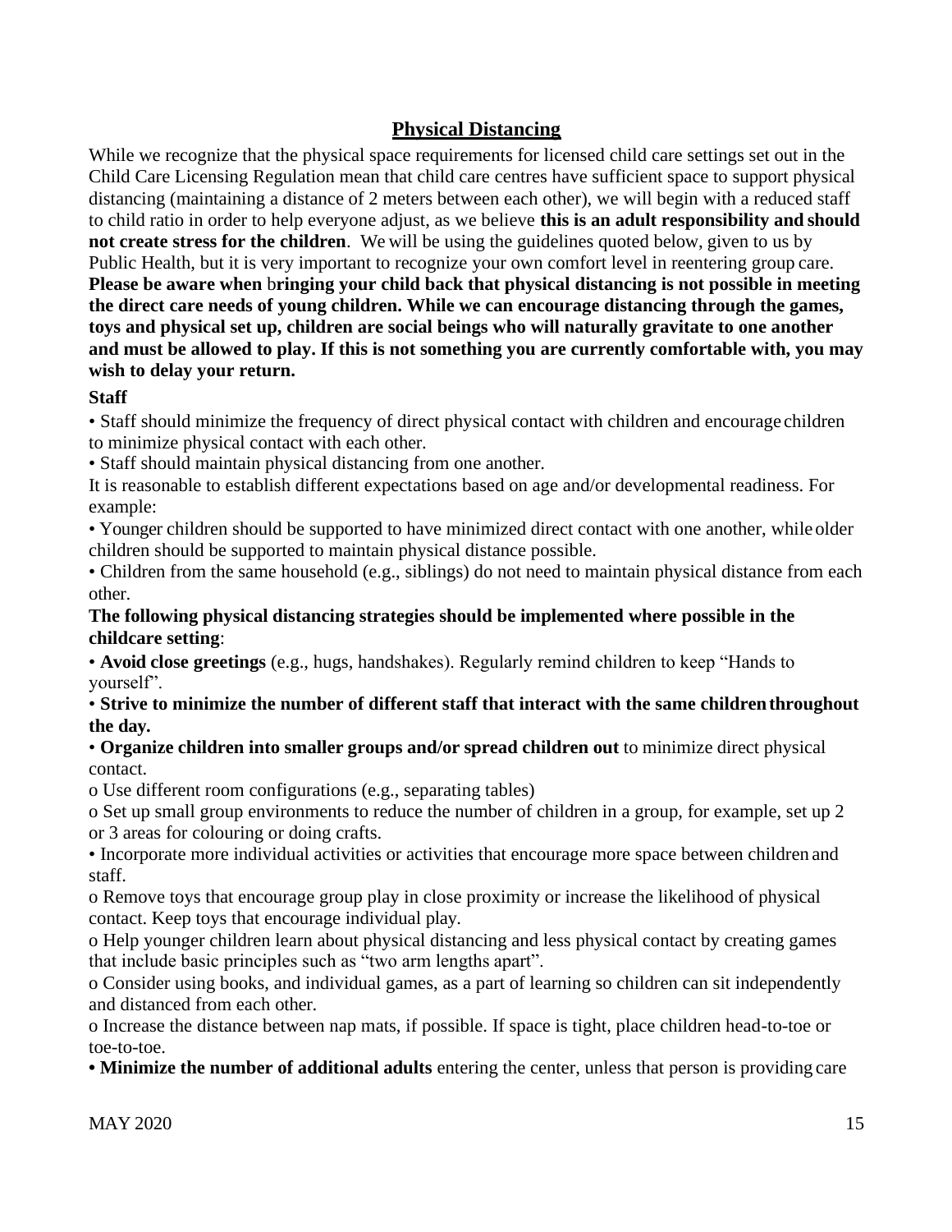## Physical Distancing

While we recognize that the physical space requirements for licensed child care settings set out in the Child Care Licensing Regulation mean that child care centres have sufficient space to support physical distancing (maintaining a distance of 2 meters between each other), we will begin with a reduced staff to child ratio in order to help everyone adjust, as we believe **this is an adult responsibility and should not create stress for the children**. We will be using the guidelines quoted below, given to us by Public Health, but it is very important to recognize your own comfort level in reentering group care. **Please be aware when bringing your child back that physical distancing is not possible in meeting the direct care needs of young children. While we can encourage distancing through the games, toys and physical set up, children are social beings who will naturally gravitate to one another and must be allowed to play. If this is not something you are currently comfortable with, you may wish to delay your return.**

**Staff**

• Staff should minimize the frequency of direct physical contact with children and encourage children to minimize physical contact with each other.

• Staff should maintain physical distancing from one another.

It is reasonable to establish different expectations based on age and/or developmental readiness. For example:

• Younger children should be supported to have minimized direct contact with one another, while older children should be supported to maintain physical distance possible.

• Children from the same household (e.g., siblings) do not need to maintain physical distance from each other.

**The following physical distancing strategies should be implemented where possible in the childcare setting**:

• **Avoid close greetings** (e.g., hugs, handshakes). Regularly remind children to keep "Hands to yourself".

• **Strive to minimize the number of different staff that interact with the same children throughout the day.**

• **Organize children into smaller groups and/or spread children out** to minimize direct physical contact.

o Use different room configurations (e.g., separating tables)

o Set up small group environments to reduce the number of children in a group, for example, set up 2 or 3 areas for colouring or doing crafts.

• Incorporate more individual activities or activities that encourage more space between children and staff.

o Remove toys that encourage group play in close proximity or increase the likelihood of physical contact. Keep toys that encourage individual play.

o Help younger children learn about physical distancing and less physical contact by creating games that include basic principles such as "two arm lengths apart".

o Consider using books, and individual games, as a part of learning so children can sit independently and distanced from each other.

o Increase the distance between nap mats, if possible. If space is tight, place children head-to-toe or toe-to-toe.

• **Minimize the number of additional adults** entering the center, unless that person is providing care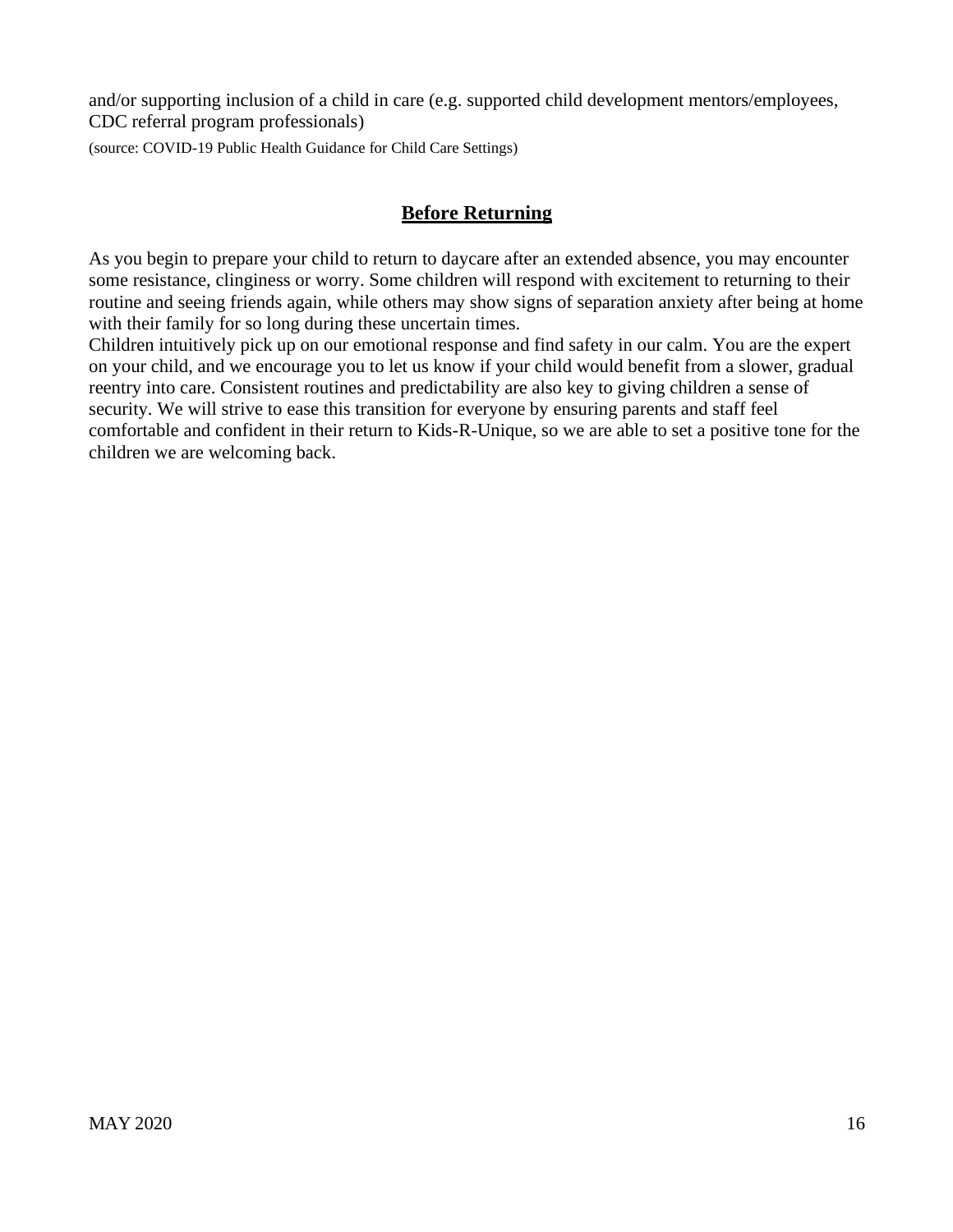and/or supporting inclusion of a child in care (e.g. supported child development mentors/employees, CDC referral program professionals)

(source: COVID-19 Public Health Guidance for Child Care Settings)

## **Before Returning**

As you begin to prepare your child to return to daycare after an extended absence, you may encounter some resistance, clinginess or worry. Some children will respond with excitement to returning to their routine and seeing friends again, while others may show signs of separation anxiety after being at home with their family for so long during these uncertain times.

Children intuitively pick up on our emotional response and find safety in our calm. You are the expert on your child, and we encourage you to let us know if your child would benefit from a slower, gradual reentry into care. Consistent routines and predictability are also key to giving children a sense of security. We will strive to ease this transition for everyone by ensuring parents and staff feel comfortable and confident in their return to Kids-R-Unique, so we are able to set a positive tone for the children we are welcoming back.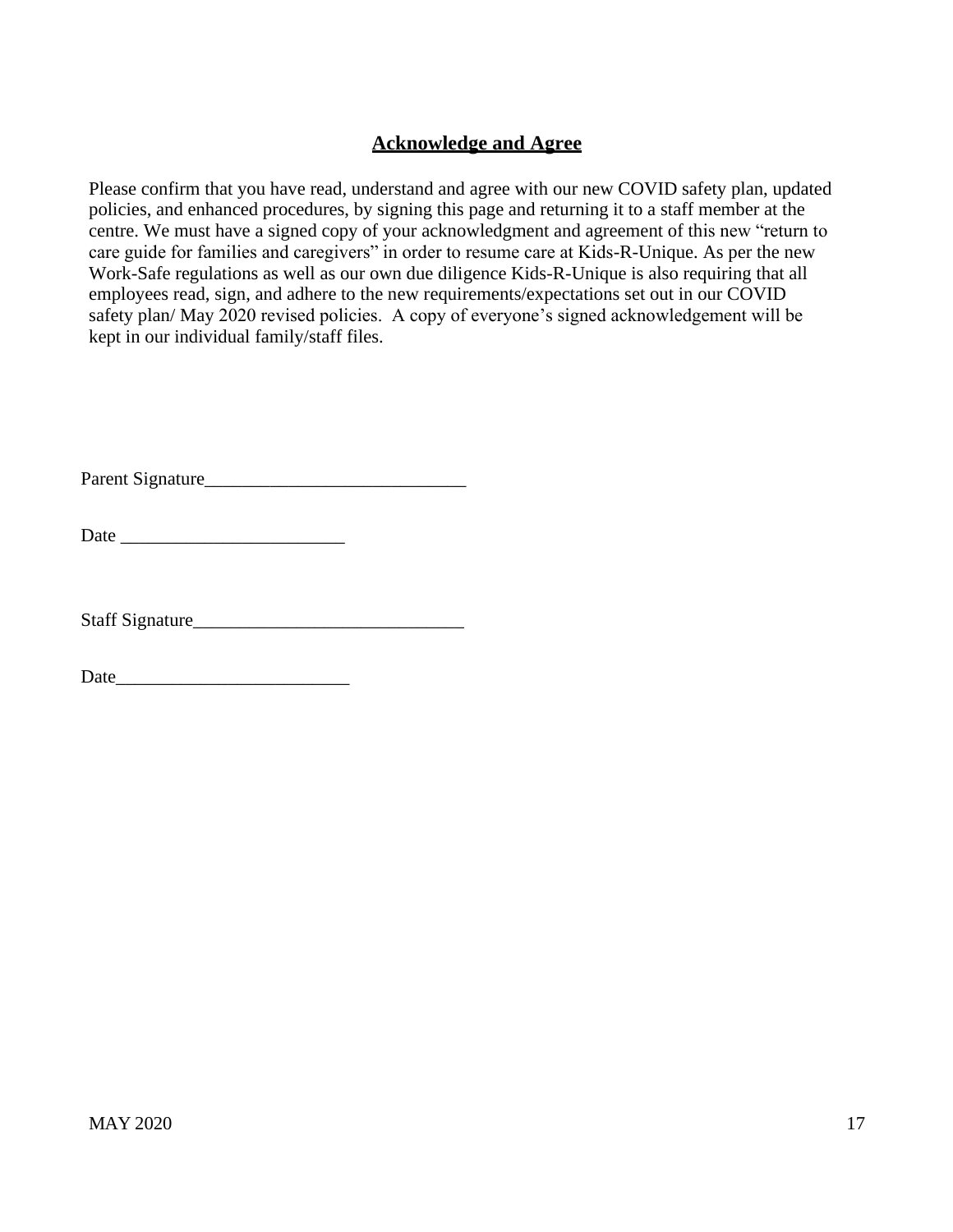## **Acknowledge and Agree**

Please confirm that you have read, understand and agree with our new COVID safety plan, updated policies, and enhanced procedures, by signing this page and returning it to a staff member at the centre. We must have a signed copy of your acknowledgment and agreement of this new "return to care guide for families and caregivers" in order to resume care at Kids-R-Unique. As per the new Work-Safe regulations as well as our own due diligence Kids-R-Unique is also requiring that all employees read, sign, and adhere to the new requirements/expectations set out in our COVID safety plan/ May 2020 revised policies. A copy of everyone's signed acknowledgement will be kept in our individual family/staff files.

Parent Signature____________________________

Date ________________________

Staff Signature_____________________________

Date_________________________

MAY 2020